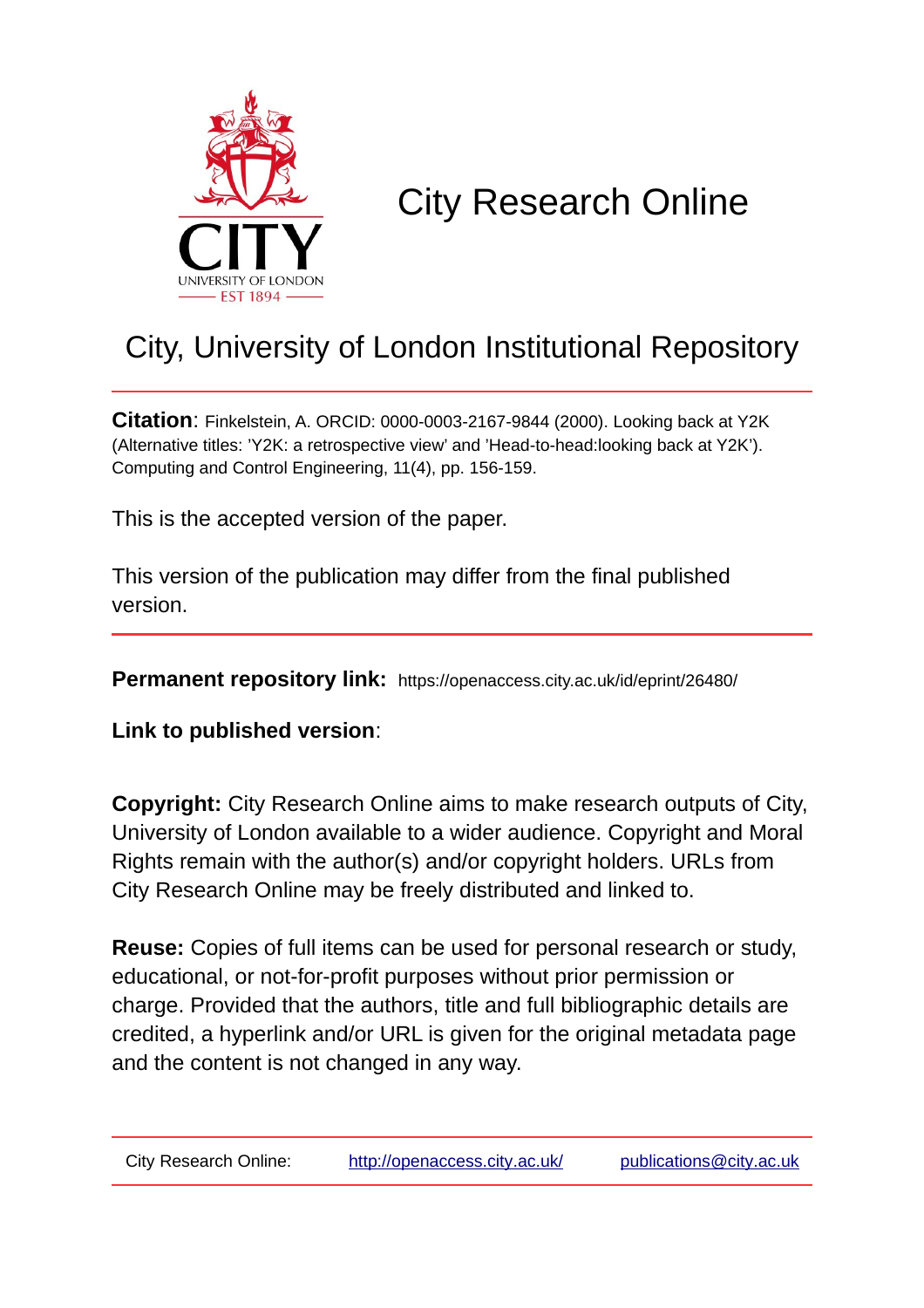# City Research Online

## City, University of London Institutional Repository

**Citation**: Finkelstein, A. ORCID: 0000-0003-2167-9844 (2000). Looking back at Y2K (Alternative titles: 'Y2K: a retrospective view' and 'Head-to-head:looking back at Y2K'). Computing and Control Engineering, 11(4), pp. 156-159.

This is the accepted version of the paper.

This version of the publication may differ from the final published version.

**Permanent repository link:** https://openaccess.city.ac.uk/id/eprint/26480/

**Link to published version**:

**Copyright:** City Research Online aims to make research outputs of City, University of London available to a wider audience. Copyright and Moral Rights remain with the author(s) and/or copyright holders. URLs from City Research Online may be freely distributed and linked to.

**Reuse:** Copies of full items can be used for personal research or study, educational, or not-for-profit purposes without prior permission or charge. Provided that the authors, title and full bibliographic details are credited, a hyperlink and/or URL is given for the original metadata page and the content is not changed in any way.

City Research Online: http://openaccess.city.ac.uk/ publications@city.ac.uk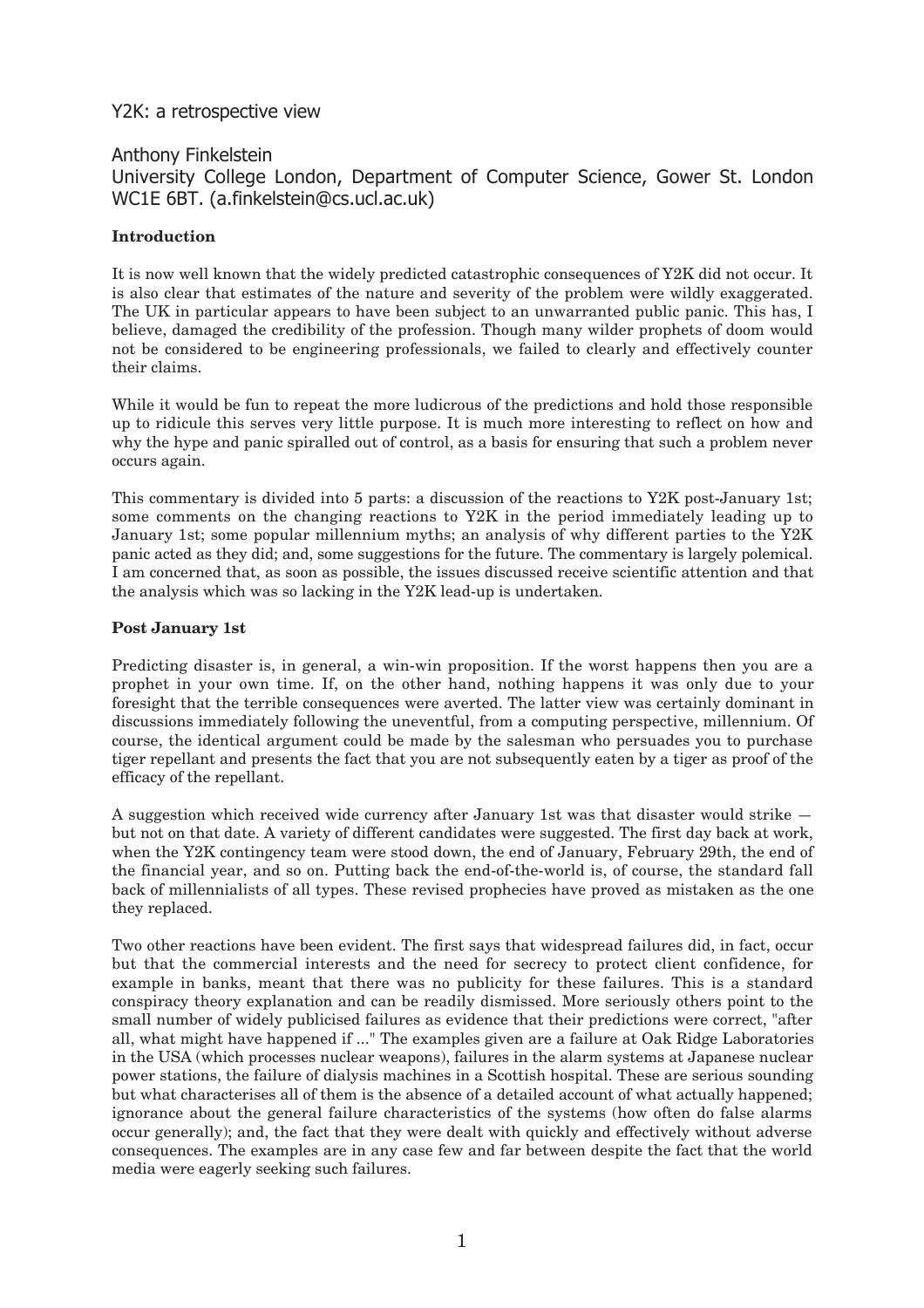# Y2K: a retrospective view

Anthony Finkelstein
University College London, Department of Computer Science, Gower St. London WC1E 6BT. (a.finkelstein@cs.ucl.ac.uk)

## Introduction

It is now well known that the widely predicted catastrophic consequences of Y2K did not occur. It is also clear that estimates of the nature and severity of the problem were wildly exaggerated. The UK in particular appears to have been subject to an unwarranted public panic. This has, I believe, damaged the credibility of the profession. Though many wilder prophets of doom would not be considered to be engineering professionals, we failed to clearly and effectively counter their claims.

While it would be fun to repeat the more ludicrous of the predictions and hold those responsible up to ridicule this serves very little purpose. It is much more interesting to reflect on how and why the hype and panic spiralled out of control, as a basis for ensuring that such a problem never occurs again.

This commentary is divided into 5 parts: a discussion of the reactions to Y2K post-January 1st; some comments on the changing reactions to Y2K in the period immediately leading up to January 1st; some popular millennium myths; an analysis of why different parties to the Y2K panic acted as they did; and, some suggestions for the future. The commentary is largely polemical. I am concerned that, as soon as possible, the issues discussed receive scientific attention and that the analysis which was so lacking in the Y2K lead-up is undertaken.

## Post January 1st

Predicting disaster is, in general, a win-win proposition. If the worst happens then you are a prophet in your own time. If, on the other hand, nothing happens it was only due to your foresight that the terrible consequences were averted. The latter view was certainly dominant in discussions immediately following the uneventful, from a computing perspective, millennium. Of course, the identical argument could be made by the salesman who persuades you to purchase tiger repellant and presents the fact that you are not subsequently eaten by a tiger as proof of the efficacy of the repellant.

A suggestion which received wide currency after January 1st was that disaster would strike — but not on that date. A variety of different candidates were suggested. The first day back at work, when the Y2K contingency team were stood down, the end of January, February 29th, the end of the financial year, and so on. Putting back the end-of-the-world is, of course, the standard fall back of millennialists of all types. These revised prophecies have proved as mistaken as the one they replaced.

Two other reactions have been evident. The first says that widespread failures did, in fact, occur but that the commercial interests and the need for secrecy to protect client confidence, for example in banks, meant that there was no publicity for these failures. This is a standard conspiracy theory explanation and can be readily dismissed. More seriously others point to the small number of widely publicised failures as evidence that their predictions were correct, "after all, what might have happened if ..." The examples given are a failure at Oak Ridge Laboratories in the USA (which processes nuclear weapons), failures in the alarm systems at Japanese nuclear power stations, the failure of dialysis machines in a Scottish hospital. These are serious sounding but what characterises all of them is the absence of a detailed account of what actually happened; ignorance about the general failure characteristics of the systems (how often do false alarms occur generally); and, the fact that they were dealt with quickly and effectively without adverse consequences. The examples are in any case few and far between despite the fact that the world media were eagerly seeking such failures.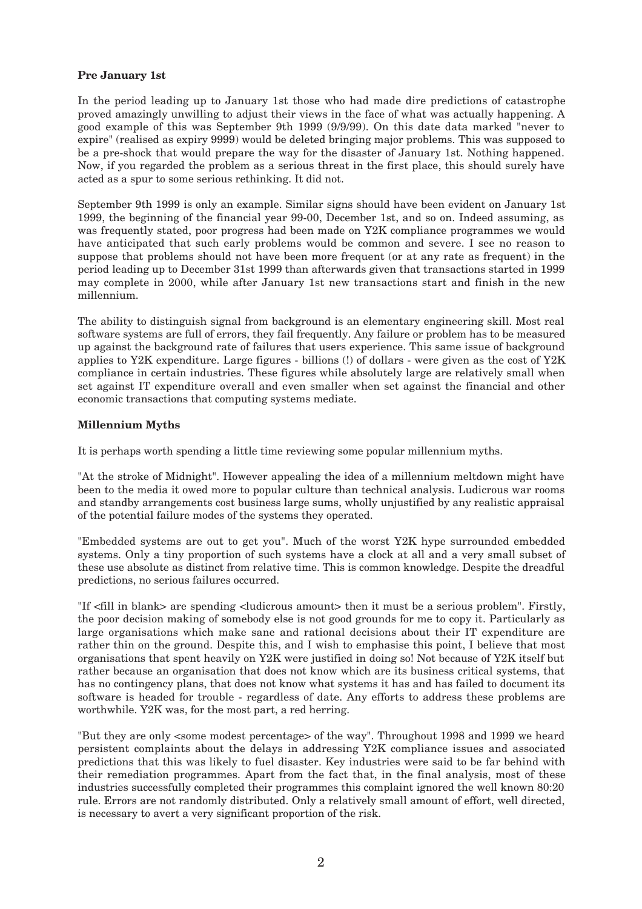**Pre January 1st**

In the period leading up to January 1st those who had made dire predictions of catastrophe proved amazingly unwilling to adjust their views in the face of what was actually happening. A good example of this was September 9th 1999 (9/9/99). On this date data marked "never to expire" (realised as expiry 9999) would be deleted bringing major problems. This was supposed to be a pre-shock that would prepare the way for the disaster of January 1st. Nothing happened. Now, if you regarded the problem as a serious threat in the first place, this should surely have acted as a spur to some serious rethinking. It did not.

September 9th 1999 is only an example. Similar signs should have been evident on January 1st 1999, the beginning of the financial year 99-00, December 1st, and so on. Indeed assuming, as was frequently stated, poor progress had been made on Y2K compliance programmes we would have anticipated that such early problems would be common and severe. I see no reason to suppose that problems should not have been more frequent (or at any rate as frequent) in the period leading up to December 31st 1999 than afterwards given that transactions started in 1999 may complete in 2000, while after January 1st new transactions start and finish in the new millennium.

The ability to distinguish signal from background is an elementary engineering skill. Most real software systems are full of errors, they fail frequently. Any failure or problem has to be measured up against the background rate of failures that users experience. This same issue of background applies to Y2K expenditure. Large figures - billions (!) of dollars - were given as the cost of Y2K compliance in certain industries. These figures while absolutely large are relatively small when set against IT expenditure overall and even smaller when set against the financial and other economic transactions that computing systems mediate.

**Millennium Myths**

It is perhaps worth spending a little time reviewing some popular millennium myths.

"At the stroke of Midnight". However appealing the idea of a millennium meltdown might have been to the media it owed more to popular culture than technical analysis. Ludicrous war rooms and standby arrangements cost business large sums, wholly unjustified by any realistic appraisal of the potential failure modes of the systems they operated.

"Embedded systems are out to get you". Much of the worst Y2K hype surrounded embedded systems. Only a tiny proportion of such systems have a clock at all and a very small subset of these use absolute as distinct from relative time. This is common knowledge. Despite the dreadful predictions, no serious failures occurred.

"If <fill in blank> are spending <ludicrous amount> then it must be a serious problem". Firstly, the poor decision making of somebody else is not good grounds for me to copy it. Particularly as large organisations which make sane and rational decisions about their IT expenditure are rather thin on the ground. Despite this, and I wish to emphasise this point, I believe that most organisations that spent heavily on Y2K were justified in doing so! Not because of Y2K itself but rather because an organisation that does not know which are its business critical systems, that has no contingency plans, that does not know what systems it has and has failed to document its software is headed for trouble - regardless of date. Any efforts to address these problems are worthwhile. Y2K was, for the most part, a red herring.

"But they are only <some modest percentage> of the way". Throughout 1998 and 1999 we heard persistent complaints about the delays in addressing Y2K compliance issues and associated predictions that this was likely to fuel disaster. Key industries were said to be far behind with their remediation programmes. Apart from the fact that, in the final analysis, most of these industries successfully completed their programmes this complaint ignored the well known 80:20 rule. Errors are not randomly distributed. Only a relatively small amount of effort, well directed, is necessary to avert a very significant proportion of the risk.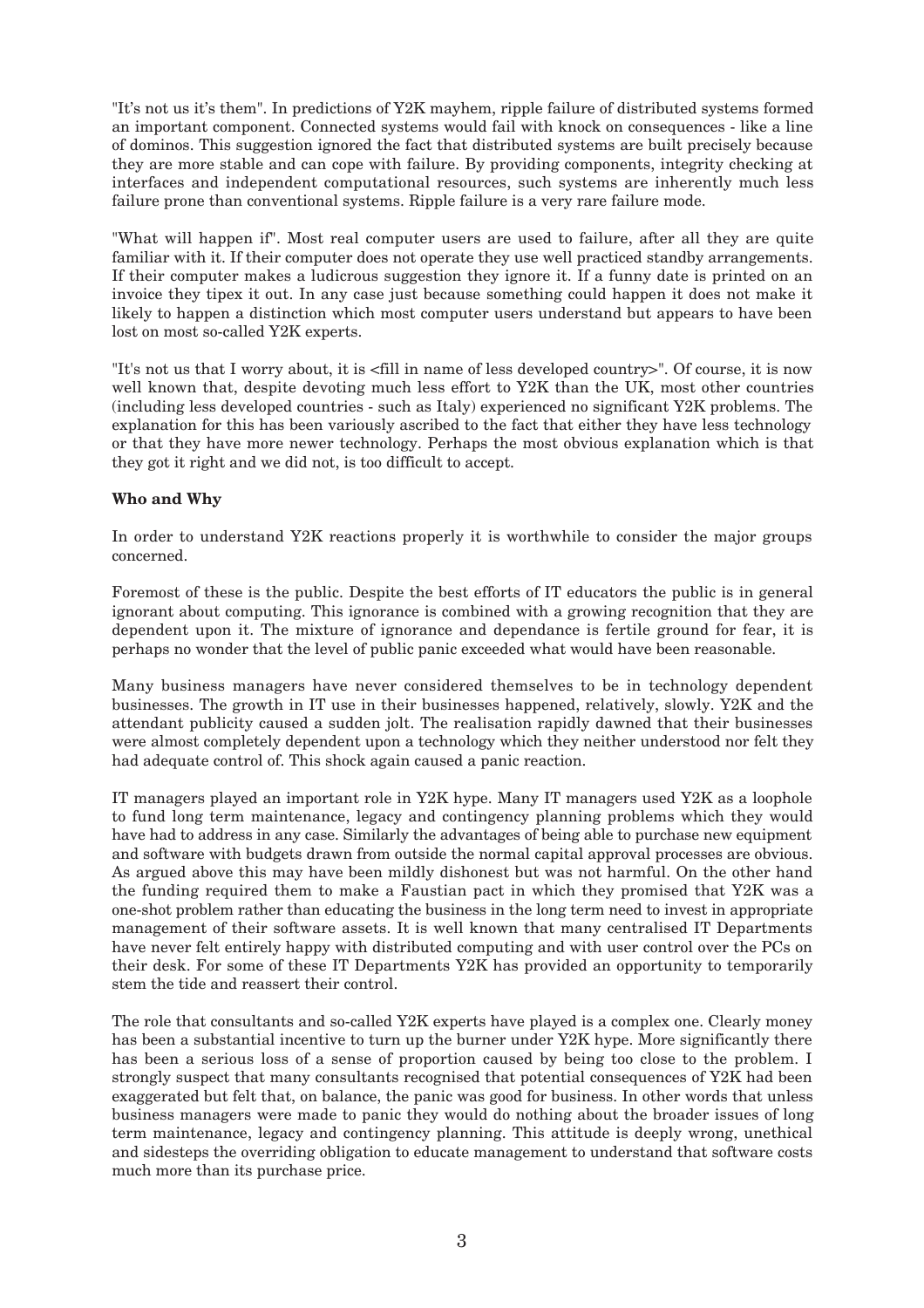"It's not us it's them". In predictions of Y2K mayhem, ripple failure of distributed systems formed an important component. Connected systems would fail with knock on consequences - like a line of dominos. This suggestion ignored the fact that distributed systems are built precisely because they are more stable and can cope with failure. By providing components, integrity checking at interfaces and independent computational resources, such systems are inherently much less failure prone than conventional systems. Ripple failure is a very rare failure mode.

"What will happen if". Most real computer users are used to failure, after all they are quite familiar with it. If their computer does not operate they use well practiced standby arrangements. If their computer makes a ludicrous suggestion they ignore it. If a funny date is printed on an invoice they tipex it out. In any case just because something could happen it does not make it likely to happen a distinction which most computer users understand but appears to have been lost on most so-called Y2K experts.

"It's not us that I worry about, it is <fill in name of less developed country>". Of course, it is now well known that, despite devoting much less effort to Y2K than the UK, most other countries (including less developed countries - such as Italy) experienced no significant Y2K problems. The explanation for this has been variously ascribed to the fact that either they have less technology or that they have more newer technology. Perhaps the most obvious explanation which is that they got it right and we did not, is too difficult to accept.

**Who and Why**

In order to understand Y2K reactions properly it is worthwhile to consider the major groups concerned.

Foremost of these is the public. Despite the best efforts of IT educators the public is in general ignorant about computing. This ignorance is combined with a growing recognition that they are dependent upon it. The mixture of ignorance and dependance is fertile ground for fear, it is perhaps no wonder that the level of public panic exceeded what would have been reasonable.

Many business managers have never considered themselves to be in technology dependent businesses. The growth in IT use in their businesses happened, relatively, slowly. Y2K and the attendant publicity caused a sudden jolt. The realisation rapidly dawned that their businesses were almost completely dependent upon a technology which they neither understood nor felt they had adequate control of. This shock again caused a panic reaction.

IT managers played an important role in Y2K hype. Many IT managers used Y2K as a loophole to fund long term maintenance, legacy and contingency planning problems which they would have had to address in any case. Similarly the advantages of being able to purchase new equipment and software with budgets drawn from outside the normal capital approval processes are obvious. As argued above this may have been mildly dishonest but was not harmful. On the other hand the funding required them to make a Faustian pact in which they promised that Y2K was a one-shot problem rather than educating the business in the long term need to invest in appropriate management of their software assets. It is well known that many centralised IT Departments have never felt entirely happy with distributed computing and with user control over the PCs on their desk. For some of these IT Departments Y2K has provided an opportunity to temporarily stem the tide and reassert their control.

The role that consultants and so-called Y2K experts have played is a complex one. Clearly money has been a substantial incentive to turn up the burner under Y2K hype. More significantly there has been a serious loss of a sense of proportion caused by being too close to the problem. I strongly suspect that many consultants recognised that potential consequences of Y2K had been exaggerated but felt that, on balance, the panic was good for business. In other words that unless business managers were made to panic they would do nothing about the broader issues of long term maintenance, legacy and contingency planning. This attitude is deeply wrong, unethical and sidesteps the overriding obligation to educate management to understand that software costs much more than its purchase price.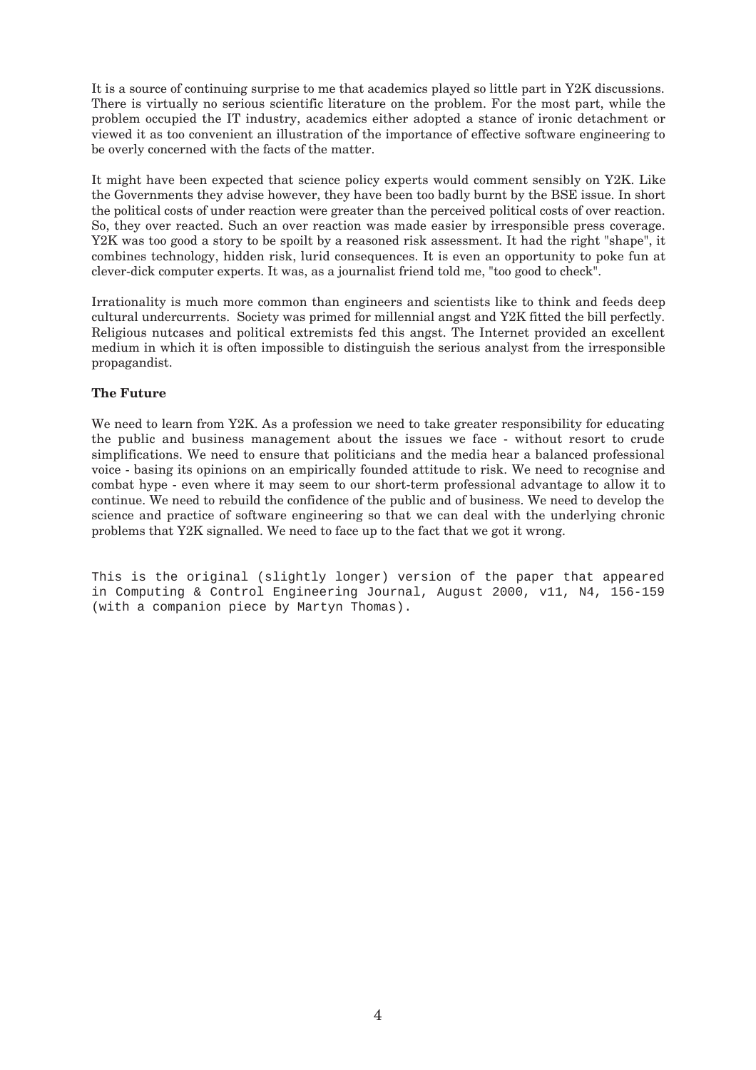It is a source of continuing surprise to me that academics played so little part in Y2K discussions. There is virtually no serious scientific literature on the problem. For the most part, while the problem occupied the IT industry, academics either adopted a stance of ironic detachment or viewed it as too convenient an illustration of the importance of effective software engineering to be overly concerned with the facts of the matter.

It might have been expected that science policy experts would comment sensibly on Y2K. Like the Governments they advise however, they have been too badly burnt by the BSE issue. In short the political costs of under reaction were greater than the perceived political costs of over reaction. So, they over reacted. Such an over reaction was made easier by irresponsible press coverage. Y2K was too good a story to be spoilt by a reasoned risk assessment. It had the right "shape", it combines technology, hidden risk, lurid consequences. It is even an opportunity to poke fun at clever-dick computer experts. It was, as a journalist friend told me, "too good to check".

Irrationality is much more common than engineers and scientists like to think and feeds deep cultural undercurrents. Society was primed for millennial angst and Y2K fitted the bill perfectly. Religious nutcases and political extremists fed this angst. The Internet provided an excellent medium in which it is often impossible to distinguish the serious analyst from the irresponsible propagandist.

**The Future**

We need to learn from Y2K. As a profession we need to take greater responsibility for educating the public and business management about the issues we face - without resort to crude simplifications. We need to ensure that politicians and the media hear a balanced professional voice - basing its opinions on an empirically founded attitude to risk. We need to recognise and combat hype - even where it may seem to our short-term professional advantage to allow it to continue. We need to rebuild the confidence of the public and of business. We need to develop the science and practice of software engineering so that we can deal with the underlying chronic problems that Y2K signalled. We need to face up to the fact that we got it wrong.

This is the original (slightly longer) version of the paper that appeared in Computing & Control Engineering Journal, August 2000, v11, N4, 156-159 (with a companion piece by Martyn Thomas).